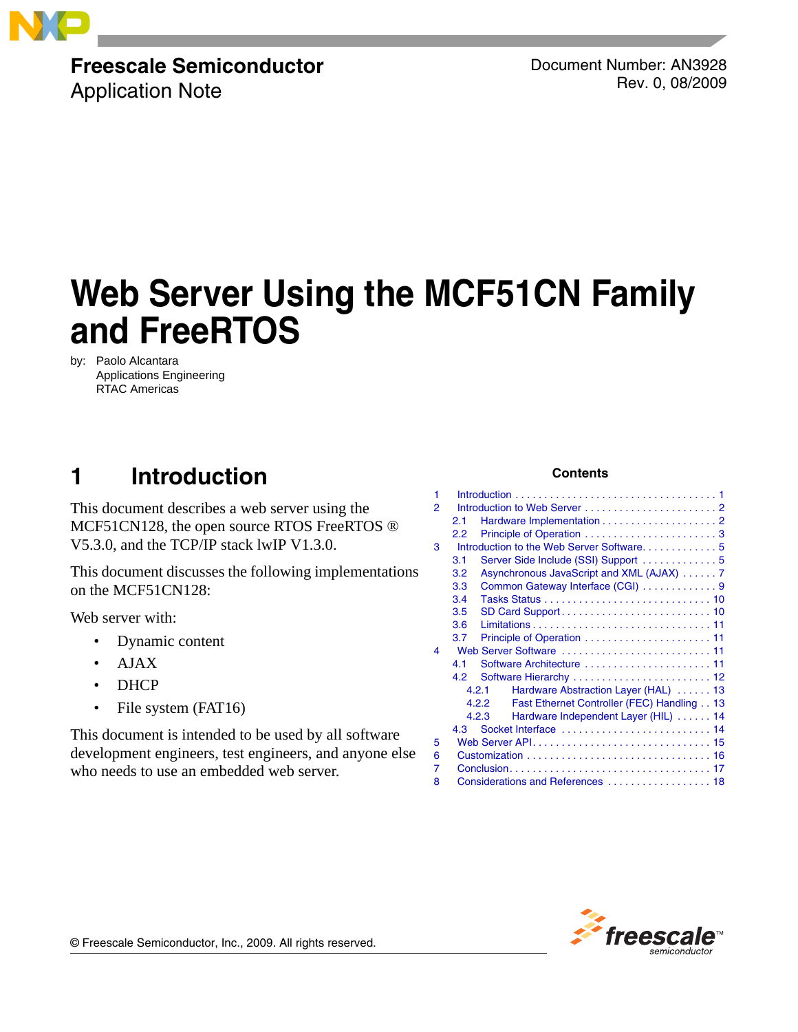**Freescale Semiconductor**
Application Note

Document Number: AN3928
Rev. 0, 08/2009

# Web Server Using the MCF51CN Family and FreeRTOS

by: Paolo Alcantara
Applications Engineering
RTAC Americas

## 1 Introduction

This document describes a web server using the MCF51CN128, the open source RTOS FreeRTOS ® V5.3.0, and the TCP/IP stack lwIP V1.3.0.

This document discusses the following implementations on the MCF51CN128:

Web server with:

- Dynamic content
- AJAX
- DHCP
- File system (FAT16)

This document is intended to be used by all software development engineers, test engineers, and anyone else who needs to use an embedded web server.

**Contents**

| | | |
|---|---|---|
| 1 | Introduction | 1 |
| 2 | Introduction to Web Server | 2 |
| 2.1 | Hardware Implementation | 2 |
| 2.2 | Principle of Operation | 3 |
| 3 | Introduction to the Web Server Software | 5 |
| 3.1 | Server Side Include (SSI) Support | 5 |
| 3.2 | Asynchronous JavaScript and XML (AJAX) | 7 |
| 3.3 | Common Gateway Interface (CGI) | 9 |
| 3.4 | Tasks Status | 10 |
| 3.5 | SD Card Support | 10 |
| 3.6 | Limitations | 11 |
| 3.7 | Principle of Operation | 11 |
| 4 | Web Server Software | 11 |
| 4.1 | Software Architecture | 11 |
| 4.2 | Software Hierarchy | 12 |
| 4.2.1 | Hardware Abstraction Layer (HAL) | 13 |
| 4.2.2 | Fast Ethernet Controller (FEC) Handling | 13 |
| 4.2.3 | Hardware Independent Layer (HIL) | 14 |
| 4.3 | Socket Interface | 14 |
| 5 | Web Server API | 15 |
| 6 | Customization | 16 |
| 7 | Conclusion | 17 |
| 8 | Considerations and References | 18 |

© Freescale Semiconductor, Inc., 2009. All rights reserved.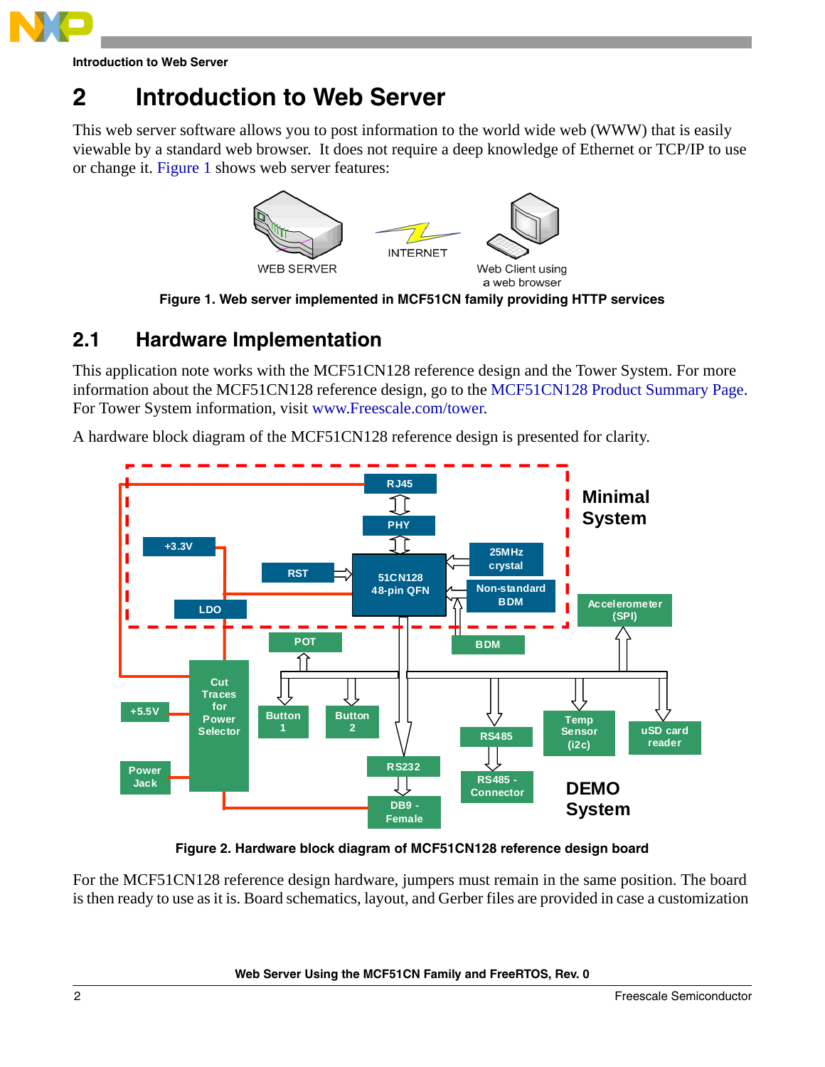# 2 Introduction to Web Server

This web server software allows you to post information to the world wide web (WWW) that is easily viewable by a standard web browser. It does not require a deep knowledge of Ethernet or TCP/IP to use or change it. Figure 1 shows web server features:

WEB SERVER    INTERNET    Web Client using a web browser

**Figure 1. Web server implemented in MCF51CN family providing HTTP services**

## 2.1 Hardware Implementation

This application note works with the MCF51CN128 reference design and the Tower System. For more information about the MCF51CN128 reference design, go to the MCF51CN128 Product Summary Page. For Tower System information, visit www.Freescale.com/tower.

A hardware block diagram of the MCF51CN128 reference design is presented for clarity.

**Figure 2. Hardware block diagram of MCF51CN128 reference design board**

For the MCF51CN128 reference design hardware, jumpers must remain in the same position. The board is then ready to use as it is. Board schematics, layout, and Gerber files are provided in case a customization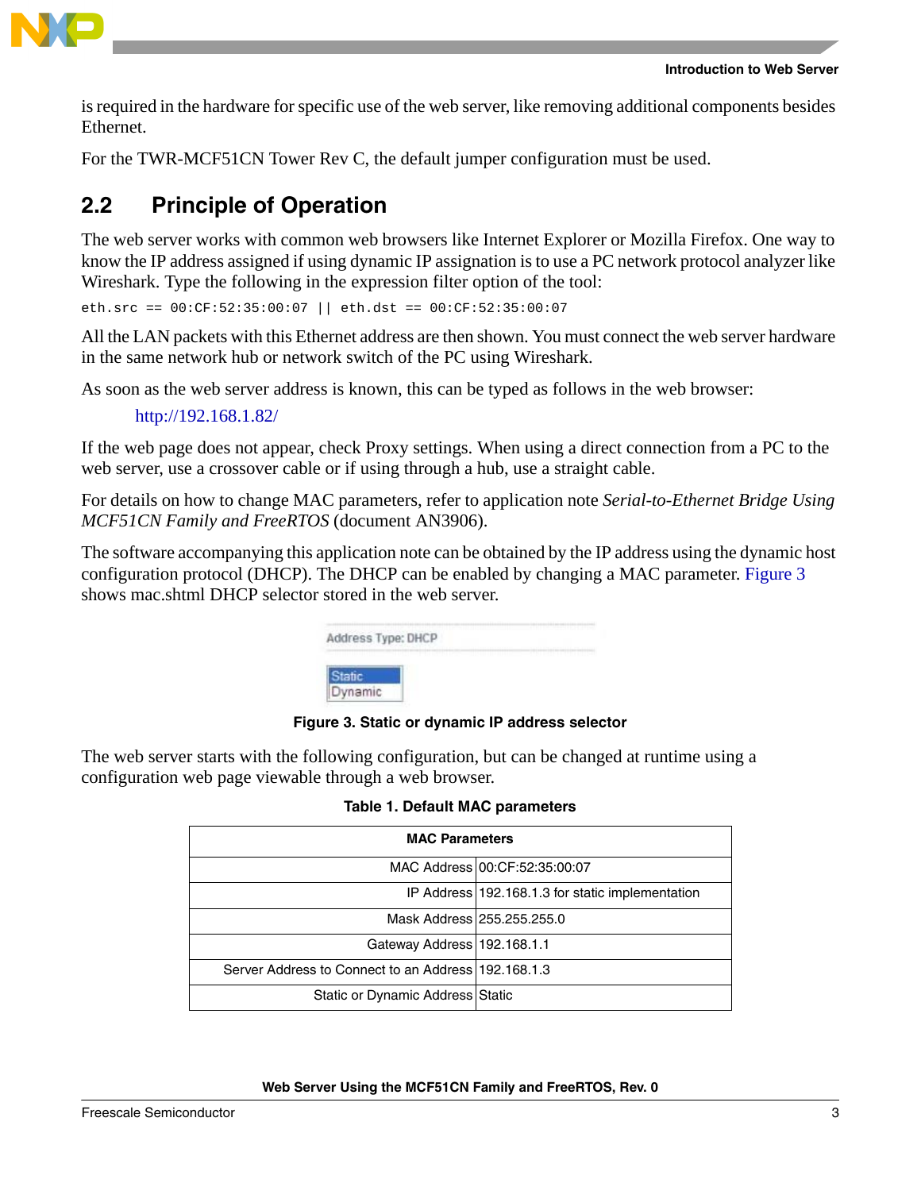is required in the hardware for specific use of the web server, like removing additional components besides Ethernet.

For the TWR-MCF51CN Tower Rev C, the default jumper configuration must be used.

## 2.2 Principle of Operation

The web server works with common web browsers like Internet Explorer or Mozilla Firefox. One way to know the IP address assigned if using dynamic IP assignation is to use a PC network protocol analyzer like Wireshark. Type the following in the expression filter option of the tool:

```
eth.src == 00:CF:52:35:00:07 || eth.dst == 00:CF:52:35:00:07
```

All the LAN packets with this Ethernet address are then shown. You must connect the web server hardware in the same network hub or network switch of the PC using Wireshark.

As soon as the web server address is known, this can be typed as follows in the web browser:

http://192.168.1.82/

If the web page does not appear, check Proxy settings. When using a direct connection from a PC to the web server, use a crossover cable or if using through a hub, use a straight cable.

For details on how to change MAC parameters, refer to application note *Serial-to-Ethernet Bridge Using MCF51CN Family and FreeRTOS* (document AN3906).

The software accompanying this application note can be obtained by the IP address using the dynamic host configuration protocol (DHCP). The DHCP can be enabled by changing a MAC parameter. Figure 3 shows mac.shtml DHCP selector stored in the web server.

Address Type: DHCP

Static
Dynamic

**Figure 3. Static or dynamic IP address selector**

The web server starts with the following configuration, but can be changed at runtime using a configuration web page viewable through a web browser.

**Table 1. Default MAC parameters**

| MAC Parameters | |
|---|---|
| MAC Address | 00:CF:52:35:00:07 |
| IP Address | 192.168.1.3 for static implementation |
| Mask Address | 255.255.255.0 |
| Gateway Address | 192.168.1.1 |
| Server Address to Connect to an Address | 192.168.1.3 |
| Static or Dynamic Address | Static |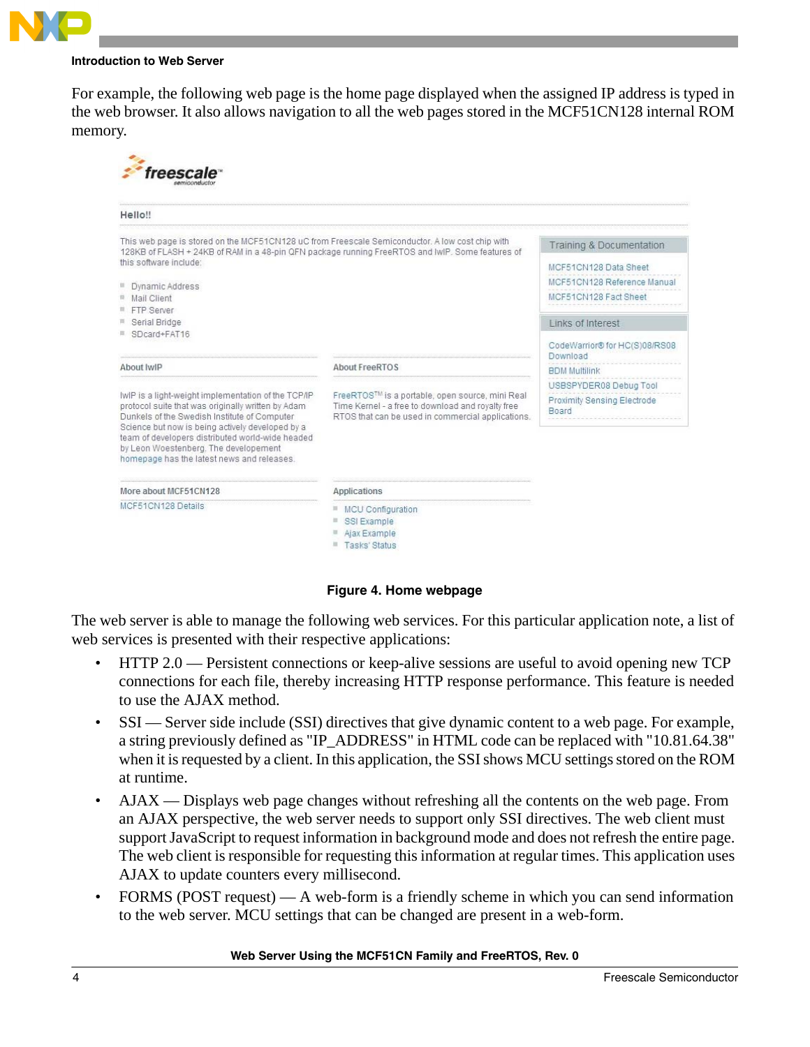For example, the following web page is the home page displayed when the assigned IP address is typed in the web browser. It also allows navigation to all the web pages stored in the MCF51CN128 internal ROM memory.

**Figure 4. Home webpage**

The web server is able to manage the following web services. For this particular application note, a list of web services is presented with their respective applications:

- HTTP 2.0 — Persistent connections or keep-alive sessions are useful to avoid opening new TCP connections for each file, thereby increasing HTTP response performance. This feature is needed to use the AJAX method.
- SSI — Server side include (SSI) directives that give dynamic content to a web page. For example, a string previously defined as "IP_ADDRESS" in HTML code can be replaced with "10.81.64.38" when it is requested by a client. In this application, the SSI shows MCU settings stored on the ROM at runtime.
- AJAX — Displays web page changes without refreshing all the contents on the web page. From an AJAX perspective, the web server needs to support only SSI directives. The web client must support JavaScript to request information in background mode and does not refresh the entire page. The web client is responsible for requesting this information at regular times. This application uses AJAX to update counters every millisecond.
- FORMS (POST request) — A web-form is a friendly scheme in which you can send information to the web server. MCU settings that can be changed are present in a web-form.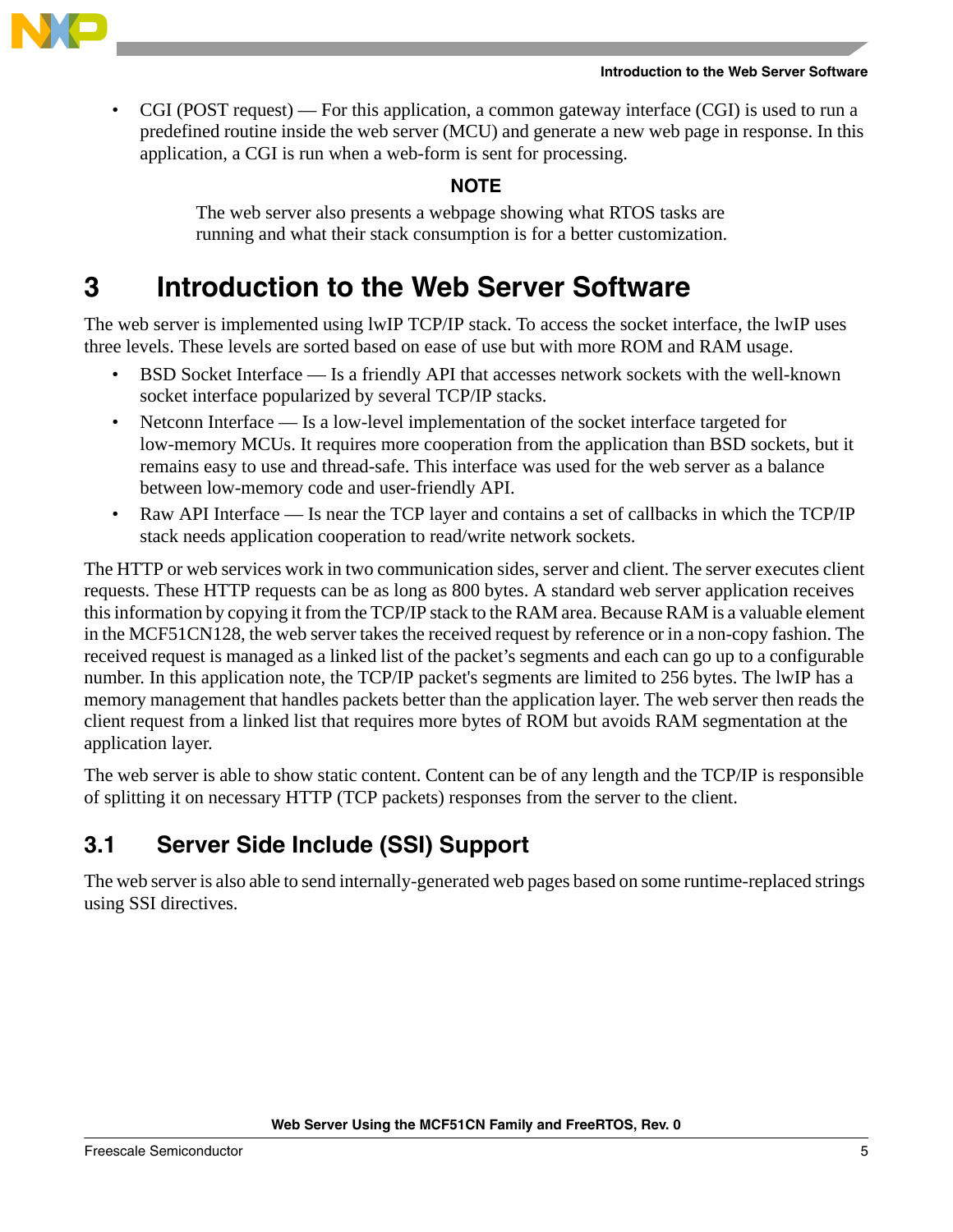- CGI (POST request) — For this application, a common gateway interface (CGI) is used to run a predefined routine inside the web server (MCU) and generate a new web page in response. In this application, a CGI is run when a web-form is sent for processing.

**NOTE**

The web server also presents a webpage showing what RTOS tasks are running and what their stack consumption is for a better customization.

# 3 Introduction to the Web Server Software

The web server is implemented using lwIP TCP/IP stack. To access the socket interface, the lwIP uses three levels. These levels are sorted based on ease of use but with more ROM and RAM usage.

- BSD Socket Interface — Is a friendly API that accesses network sockets with the well-known socket interface popularized by several TCP/IP stacks.
- Netconn Interface — Is a low-level implementation of the socket interface targeted for low-memory MCUs. It requires more cooperation from the application than BSD sockets, but it remains easy to use and thread-safe. This interface was used for the web server as a balance between low-memory code and user-friendly API.
- Raw API Interface — Is near the TCP layer and contains a set of callbacks in which the TCP/IP stack needs application cooperation to read/write network sockets.

The HTTP or web services work in two communication sides, server and client. The server executes client requests. These HTTP requests can be as long as 800 bytes. A standard web server application receives this information by copying it from the TCP/IP stack to the RAM area. Because RAM is a valuable element in the MCF51CN128, the web server takes the received request by reference or in a non-copy fashion. The received request is managed as a linked list of the packet's segments and each can go up to a configurable number. In this application note, the TCP/IP packet's segments are limited to 256 bytes. The lwIP has a memory management that handles packets better than the application layer. The web server then reads the client request from a linked list that requires more bytes of ROM but avoids RAM segmentation at the application layer.

The web server is able to show static content. Content can be of any length and the TCP/IP is responsible of splitting it on necessary HTTP (TCP packets) responses from the server to the client.

## 3.1 Server Side Include (SSI) Support

The web server is also able to send internally-generated web pages based on some runtime-replaced strings using SSI directives.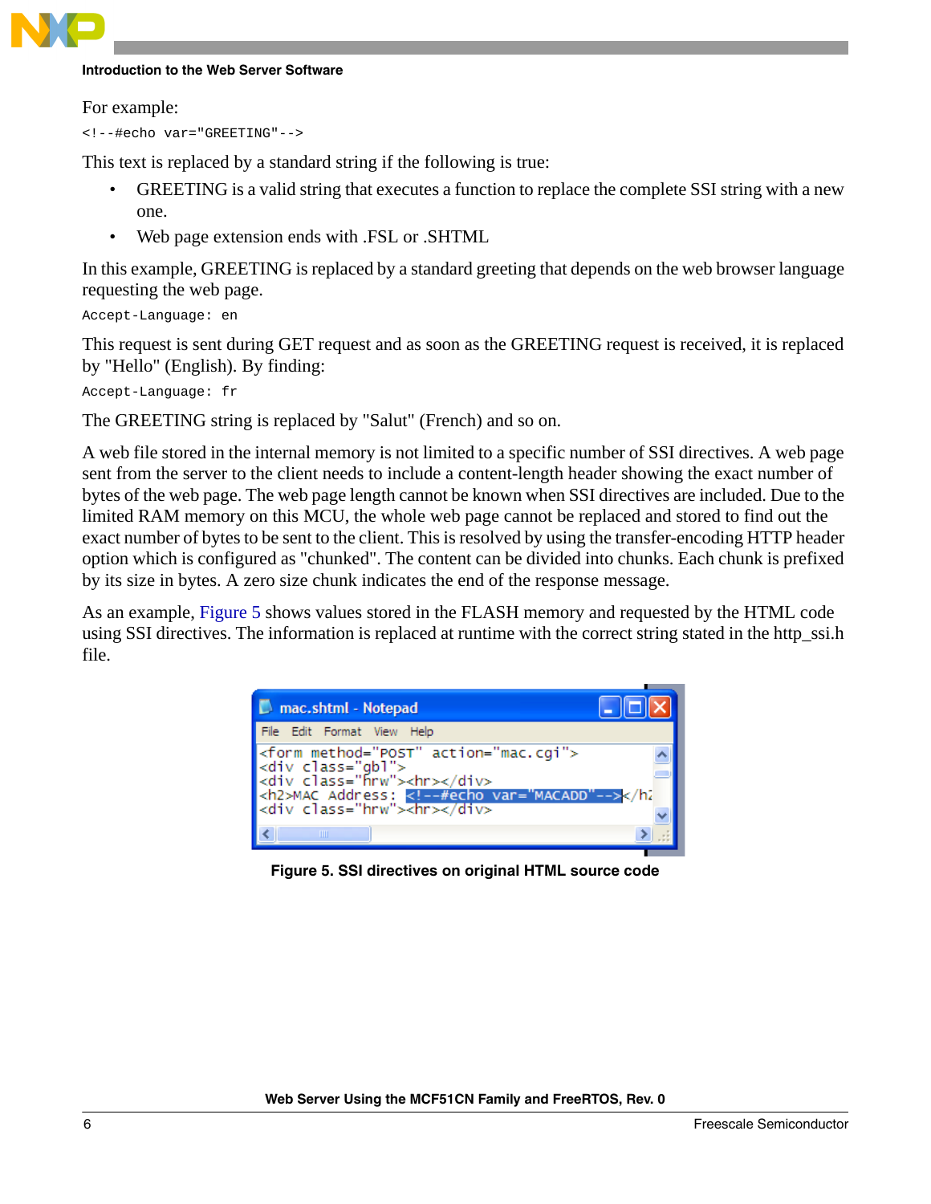For example:

```
<!--#echo var="GREETING"-->
```

This text is replaced by a standard string if the following is true:

- GREETING is a valid string that executes a function to replace the complete SSI string with a new one.
- Web page extension ends with .FSL or .SHTML

In this example, GREETING is replaced by a standard greeting that depends on the web browser language requesting the web page.

```
Accept-Language: en
```

This request is sent during GET request and as soon as the GREETING request is received, it is replaced by "Hello" (English). By finding:

```
Accept-Language: fr
```

The GREETING string is replaced by "Salut" (French) and so on.

A web file stored in the internal memory is not limited to a specific number of SSI directives. A web page sent from the server to the client needs to include a content-length header showing the exact number of bytes of the web page. The web page length cannot be known when SSI directives are included. Due to the limited RAM memory on this MCU, the whole web page cannot be replaced and stored to find out the exact number of bytes to be sent to the client. This is resolved by using the transfer-encoding HTTP header option which is configured as "chunked". The content can be divided into chunks. Each chunk is prefixed by its size in bytes. A zero size chunk indicates the end of the response message.

As an example, Figure 5 shows values stored in the FLASH memory and requested by the HTML code using SSI directives. The information is replaced at runtime with the correct string stated in the http_ssi.h file.

```
<form method="POST" action="mac.cgi">
<div class="gbl">
<div class="hrw"><hr></div>
<h2>MAC Address: <!--#echo var="MACADD"--></h2
<div class="hrw"><hr></div>
```

**Figure 5. SSI directives on original HTML source code**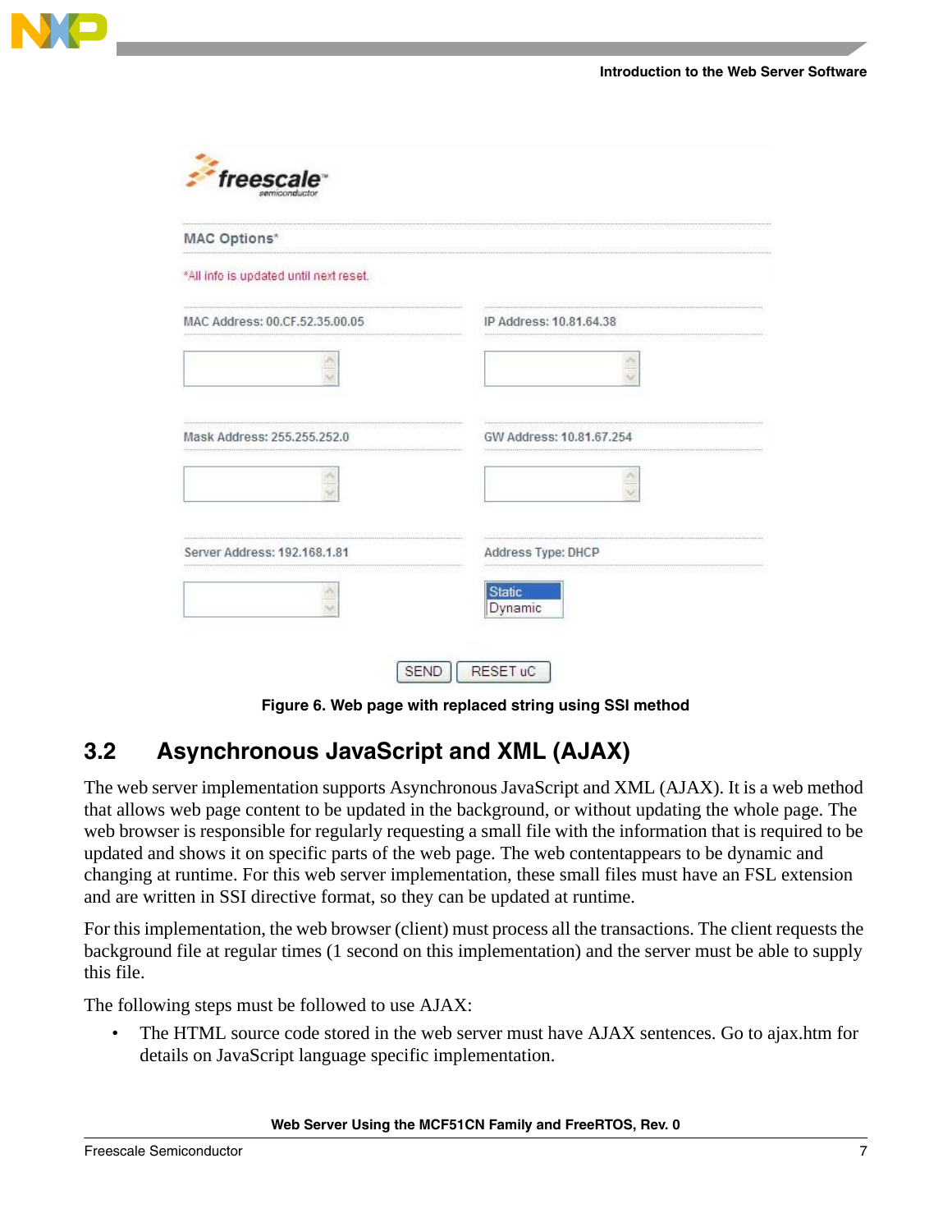Figure 6. Web page with replaced string using SSI method

## 3.2 Asynchronous JavaScript and XML (AJAX)

The web server implementation supports Asynchronous JavaScript and XML (AJAX). It is a web method that allows web page content to be updated in the background, or without updating the whole page. The web browser is responsible for regularly requesting a small file with the information that is required to be updated and shows it on specific parts of the web page. The web contentappears to be dynamic and changing at runtime. For this web server implementation, these small files must have an FSL extension and are written in SSI directive format, so they can be updated at runtime.

For this implementation, the web browser (client) must process all the transactions. The client requests the background file at regular times (1 second on this implementation) and the server must be able to supply this file.

The following steps must be followed to use AJAX:

- The HTML source code stored in the web server must have AJAX sentences. Go to ajax.htm for details on JavaScript language specific implementation.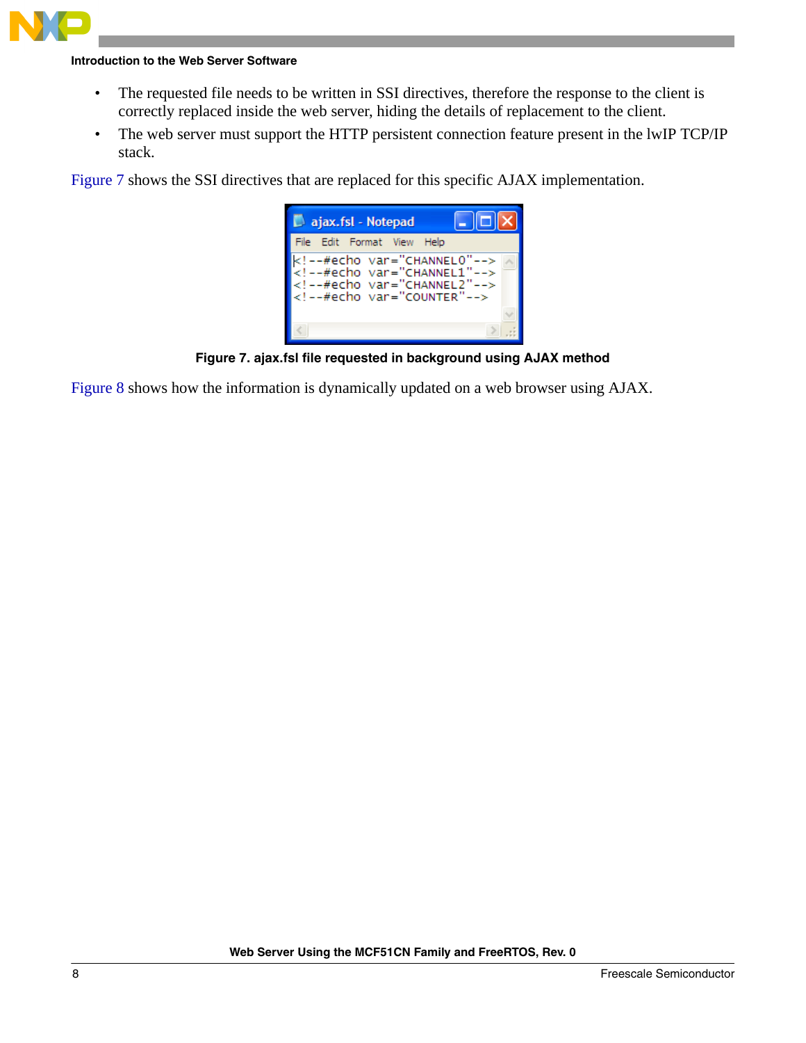- The requested file needs to be written in SSI directives, therefore the response to the client is correctly replaced inside the web server, hiding the details of replacement to the client.
- The web server must support the HTTP persistent connection feature present in the lwIP TCP/IP stack.

Figure 7 shows the SSI directives that are replaced for this specific AJAX implementation.

```
<!--#echo var="CHANNEL0"-->
<!--#echo var="CHANNEL1"-->
<!--#echo var="CHANNEL2"-->
<!--#echo var="COUNTER"-->
```

**Figure 7. ajax.fsl file requested in background using AJAX method**

Figure 8 shows how the information is dynamically updated on a web browser using AJAX.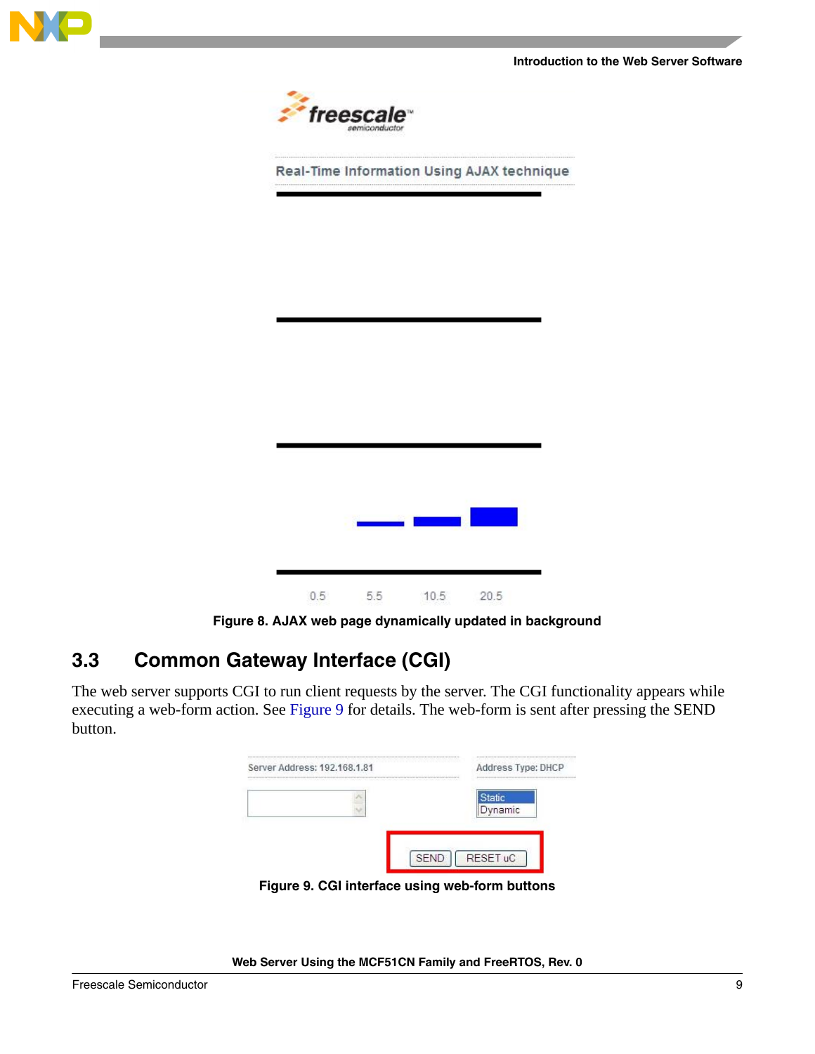Figure 8. AJAX web page dynamically updated in background

## 3.3 Common Gateway Interface (CGI)

The web server supports CGI to run client requests by the server. The CGI functionality appears while executing a web-form action. See Figure 9 for details. The web-form is sent after pressing the SEND button.

Figure 9. CGI interface using web-form buttons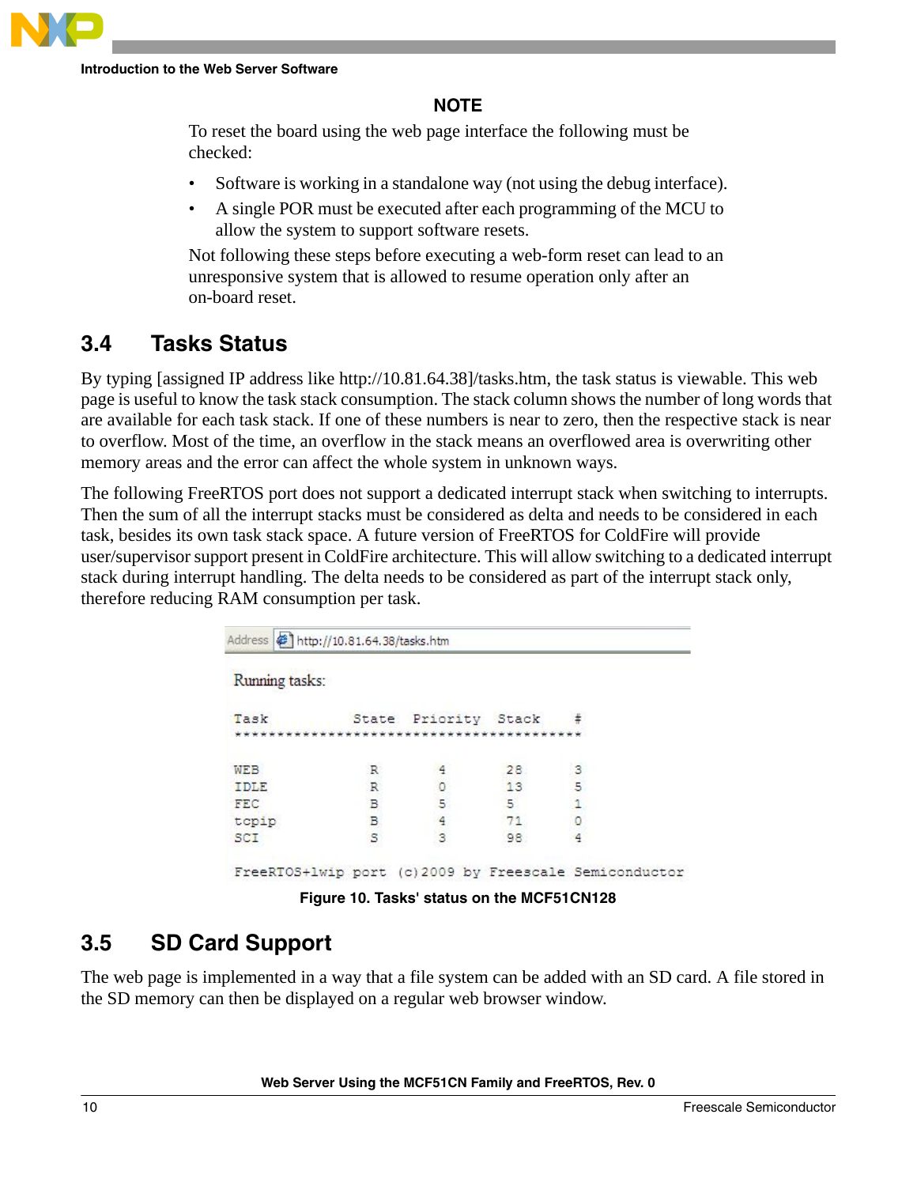**NOTE**

To reset the board using the web page interface the following must be checked:

- Software is working in a standalone way (not using the debug interface).
- A single POR must be executed after each programming of the MCU to allow the system to support software resets.

Not following these steps before executing a web-form reset can lead to an unresponsive system that is allowed to resume operation only after an on-board reset.

## 3.4 Tasks Status

By typing [assigned IP address like http://10.81.64.38]/tasks.htm, the task status is viewable. This web page is useful to know the task stack consumption. The stack column shows the number of long words that are available for each task stack. If one of these numbers is near to zero, then the respective stack is near to overflow. Most of the time, an overflow in the stack means an overflowed area is overwriting other memory areas and the error can affect the whole system in unknown ways.

The following FreeRTOS port does not support a dedicated interrupt stack when switching to interrupts. Then the sum of all the interrupt stacks must be considered as delta and needs to be considered in each task, besides its own task stack space. A future version of FreeRTOS for ColdFire will provide user/supervisor support present in ColdFire architecture. This will allow switching to a dedicated interrupt stack during interrupt handling. The delta needs to be considered as part of the interrupt stack only, therefore reducing RAM consumption per task.

```
Address  http://10.81.64.38/tasks.htm

Running tasks:

Task           State  Priority  Stack    #
******************************************

WEB              R       4        28     3
IDLE             R       0        13     5
FEC              B       5        5      1
tcpip            B       4        71     0
SCI              S       3        98     4

FreeRTOS+lwip port (c)2009 by Freescale Semiconductor
```

Figure 10. Tasks' status on the MCF51CN128

## 3.5 SD Card Support

The web page is implemented in a way that a file system can be added with an SD card. A file stored in the SD memory can then be displayed on a regular web browser window.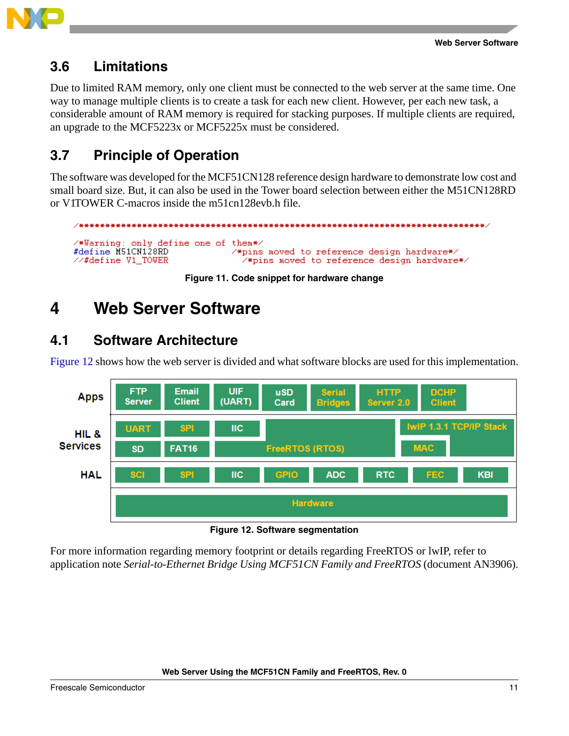## 3.6 Limitations

Due to limited RAM memory, only one client must be connected to the web server at the same time. One way to manage multiple clients is to create a task for each new client. However, per each new task, a considerable amount of RAM memory is required for stacking purposes. If multiple clients are required, an upgrade to the MCF5223x or MCF5225x must be considered.

## 3.7 Principle of Operation

The software was developed for the MCF51CN128 reference design hardware to demonstrate low cost and small board size. But, it can also be used in the Tower board selection between either the M51CN128RD or V1TOWER C-macros inside the m51cn128evb.h file.

```
/*****************************************************************************/

/*Warning: only define one of them*/
#define M51CN128RD              /*pins moved to reference design hardware*/
//#define V1_TOWER                /*pins moved to reference design hardware*/
```

**Figure 11. Code snippet for hardware change**

# 4 Web Server Software

## 4.1 Software Architecture

Figure 12 shows how the web server is divided and what software blocks are used for this implementation.

| Layer | Blocks |
|---|---|
| Apps | FTP Server, Email Client, UIF (UART), uSD Card, Serial Bridges, HTTP Server 2.0, DCHP Client |
| HIL & Services | UART, SPI, IIC, SD, FAT16, FreeRTOS (RTOS), lwIP 1.3.1 TCP/IP Stack, MAC |
| HAL | SCI, SPI, IIC, GPIO, ADC, RTC, FEC, KBI |
| | Hardware |

**Figure 12. Software segmentation**

For more information regarding memory footprint or details regarding FreeRTOS or lwIP, refer to application note *Serial-to-Ethernet Bridge Using MCF51CN Family and FreeRTOS* (document AN3906).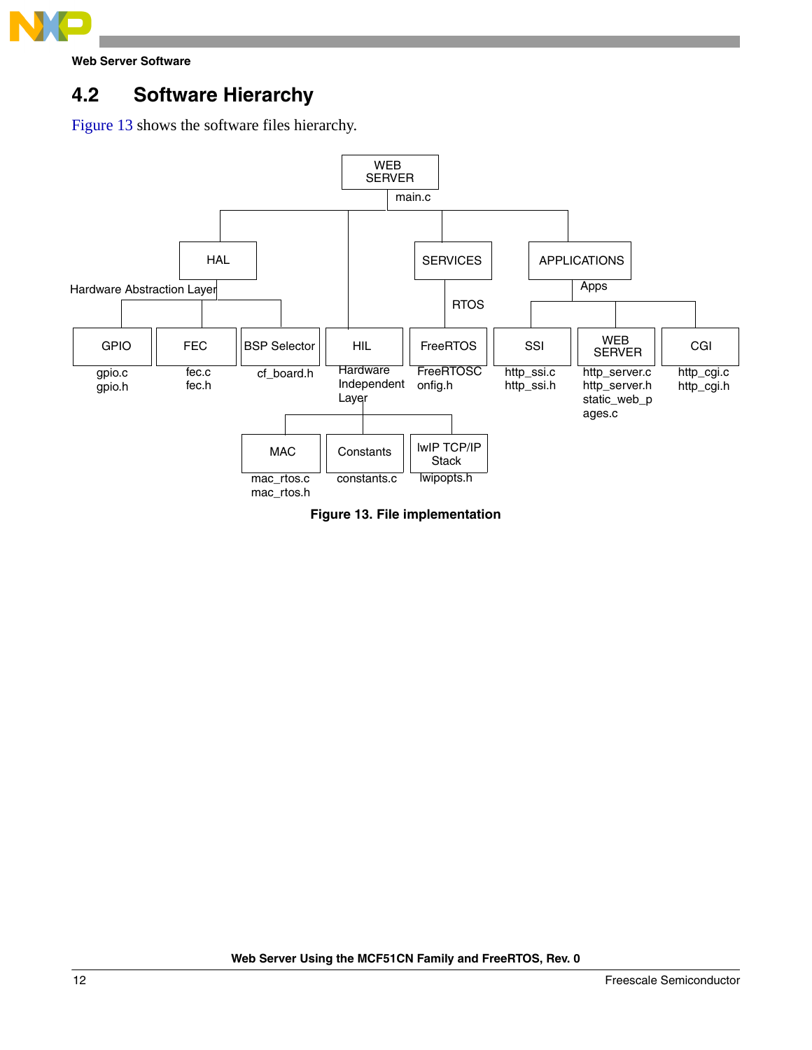## 4.2 Software Hierarchy

Figure 13 shows the software files hierarchy.

- WEB SERVER — main.c
  - HAL — Hardware Abstraction Layer
    - GPIO — gpio.c, gpio.h
    - FEC — fec.c, fec.h
    - BSP Selector — cf_board.h
  - HIL — Hardware Independent Layer
    - MAC — mac_rtos.c, mac_rtos.h
    - Constants — constants.c
    - lwIP TCP/IP Stack — lwipopts.h
  - SERVICES — RTOS
    - FreeRTOS — FreeRTOSConfig.h
  - APPLICATIONS — Apps
    - SSI — http_ssi.c, http_ssi.h
    - WEB SERVER — http_server.c, http_server.h, static_web_pages.c
    - CGI — http_cgi.c, http_cgi.h

**Figure 13. File implementation**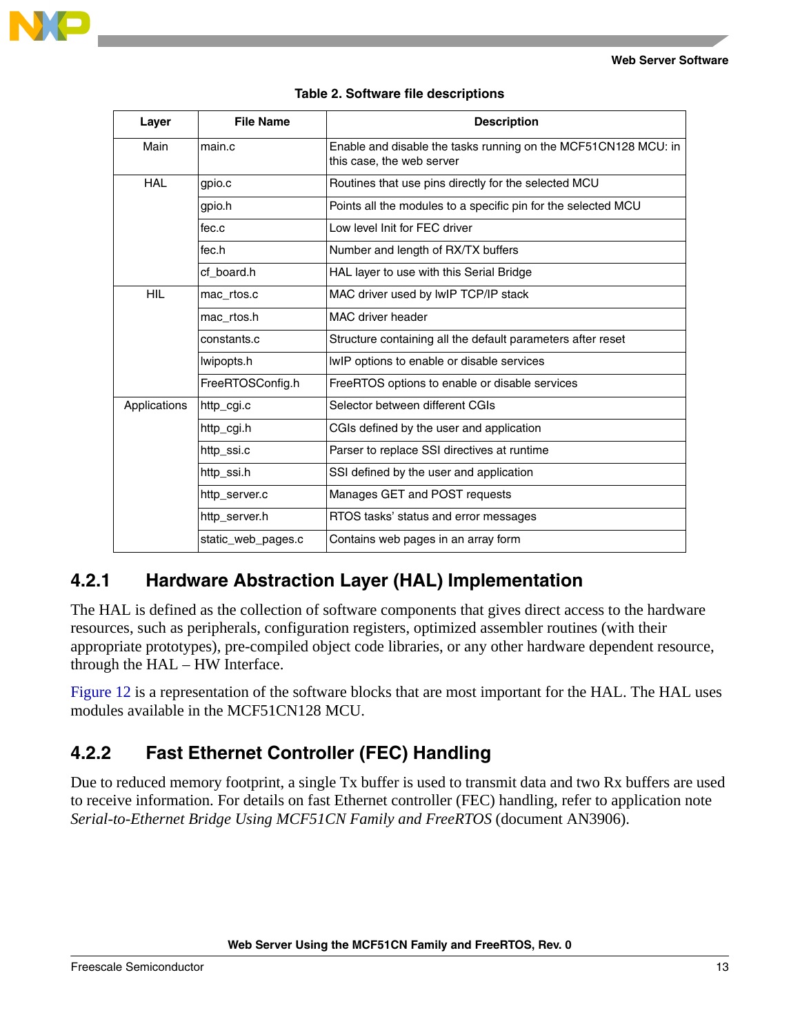**Table 2. Software file descriptions**

| Layer | File Name | Description |
|---|---|---|
| Main | main.c | Enable and disable the tasks running on the MCF51CN128 MCU: in this case, the web server |
| HAL | gpio.c | Routines that use pins directly for the selected MCU |
| | gpio.h | Points all the modules to a specific pin for the selected MCU |
| | fec.c | Low level Init for FEC driver |
| | fec.h | Number and length of RX/TX buffers |
| | cf_board.h | HAL layer to use with this Serial Bridge |
| HIL | mac_rtos.c | MAC driver used by lwIP TCP/IP stack |
| | mac_rtos.h | MAC driver header |
| | constants.c | Structure containing all the default parameters after reset |
| | lwipopts.h | lwIP options to enable or disable services |
| | FreeRTOSConfig.h | FreeRTOS options to enable or disable services |
| Applications | http_cgi.c | Selector between different CGIs |
| | http_cgi.h | CGIs defined by the user and application |
| | http_ssi.c | Parser to replace SSI directives at runtime |
| | http_ssi.h | SSI defined by the user and application |
| | http_server.c | Manages GET and POST requests |
| | http_server.h | RTOS tasks' status and error messages |
| | static_web_pages.c | Contains web pages in an array form |

### 4.2.1 Hardware Abstraction Layer (HAL) Implementation

The HAL is defined as the collection of software components that gives direct access to the hardware resources, such as peripherals, configuration registers, optimized assembler routines (with their appropriate prototypes), pre-compiled object code libraries, or any other hardware dependent resource, through the HAL – HW Interface.

Figure 12 is a representation of the software blocks that are most important for the HAL. The HAL uses modules available in the MCF51CN128 MCU.

### 4.2.2 Fast Ethernet Controller (FEC) Handling

Due to reduced memory footprint, a single Tx buffer is used to transmit data and two Rx buffers are used to receive information. For details on fast Ethernet controller (FEC) handling, refer to application note *Serial-to-Ethernet Bridge Using MCF51CN Family and FreeRTOS* (document AN3906).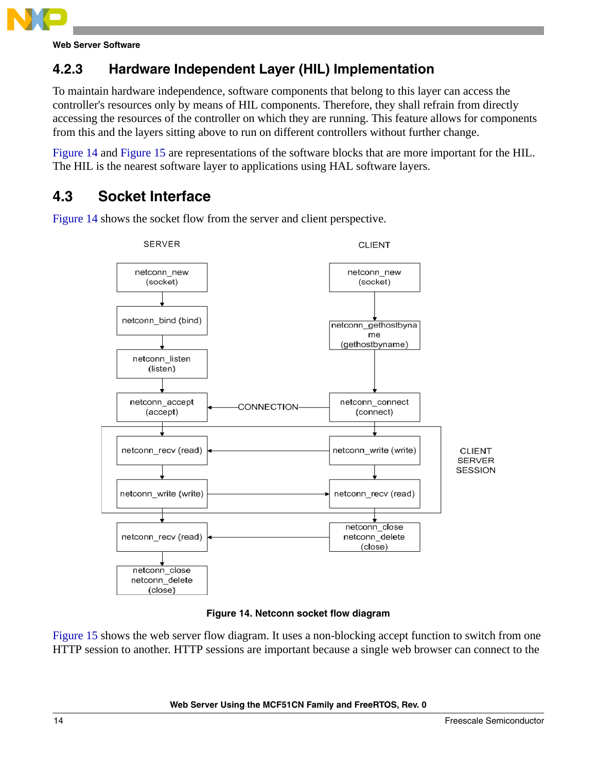### 4.2.3 Hardware Independent Layer (HIL) Implementation

To maintain hardware independence, software components that belong to this layer can access the controller's resources only by means of HIL components. Therefore, they shall refrain from directly accessing the resources of the controller on which they are running. This feature allows for components from this and the layers sitting above to run on different controllers without further change.

Figure 14 and Figure 15 are representations of the software blocks that are more important for the HIL. The HIL is the nearest software layer to applications using HAL software layers.

## 4.3 Socket Interface

Figure 14 shows the socket flow from the server and client perspective.

SERVER

netconn_new (socket)

netconn_bind (bind)

netconn_listen (listen)

netconn_accept (accept)

netconn_recv (read)

netconn_write (write)

netconn_recv (read)

netconn_close netconn_delete (close)

CLIENT

netconn_new (socket)

netconn_gethostbyname (gethostbyname)

netconn_connect (connect)

CONNECTION

netconn_write (write)

netconn_recv (read)

netconn_close netconn_delete (close)

CLIENT SERVER SESSION

**Figure 14. Netconn socket flow diagram**

Figure 15 shows the web server flow diagram. It uses a non-blocking accept function to switch from one HTTP session to another. HTTP sessions are important because a single web browser can connect to the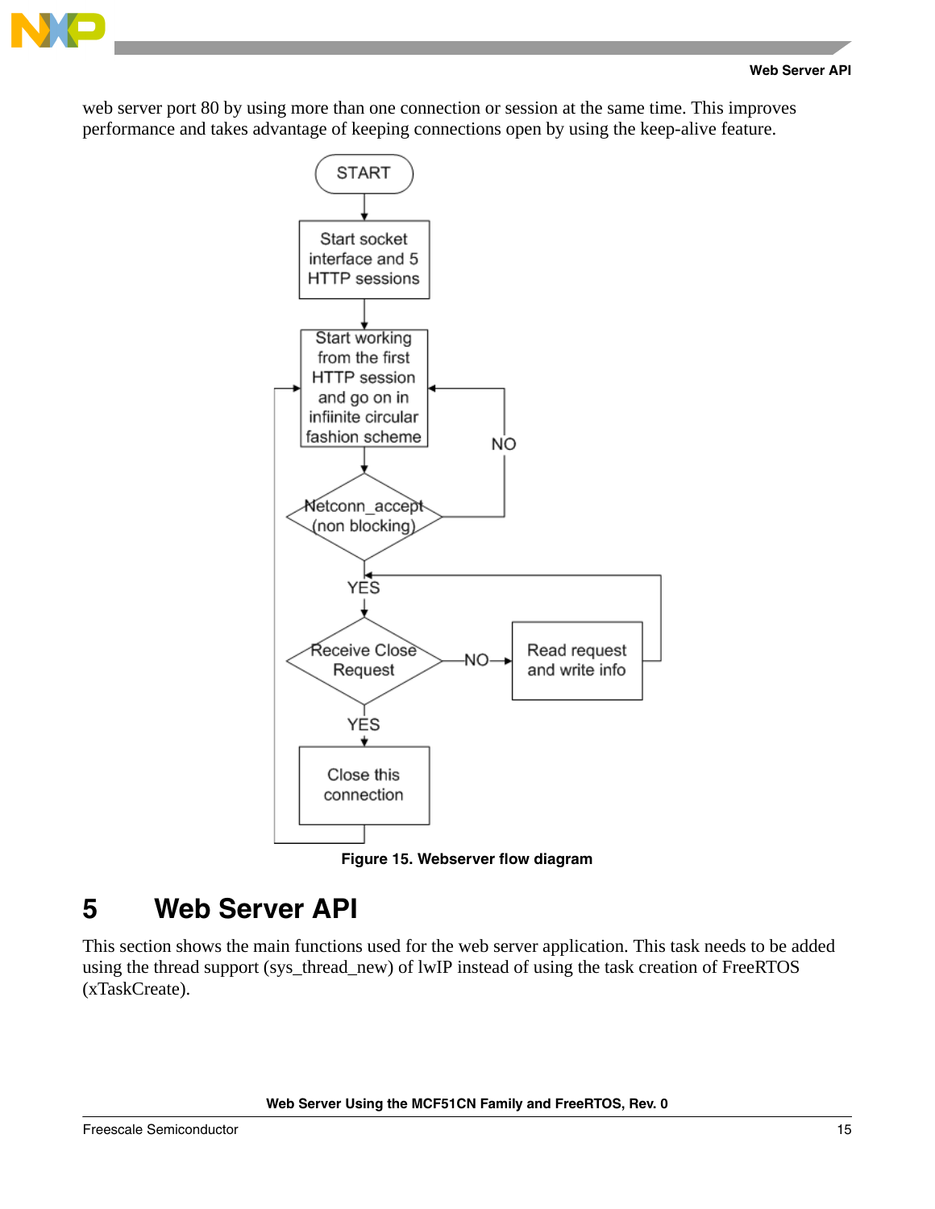web server port 80 by using more than one connection or session at the same time. This improves performance and takes advantage of keeping connections open by using the keep-alive feature.

**Figure 15. Webserver flow diagram**

# 5 Web Server API

This section shows the main functions used for the web server application. This task needs to be added using the thread support (sys_thread_new) of lwIP instead of using the task creation of FreeRTOS (xTaskCreate).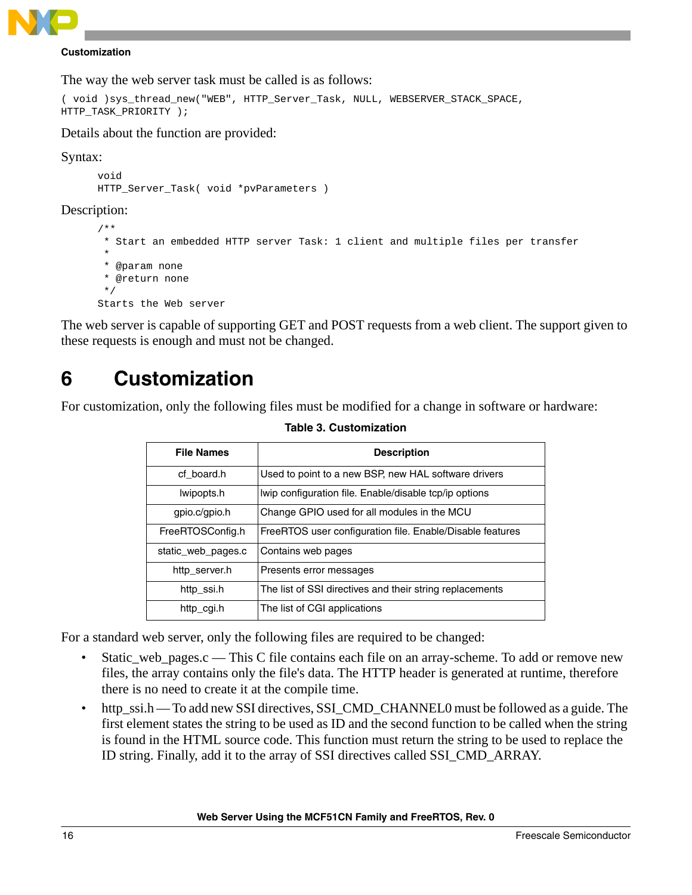The way the web server task must be called is as follows:

```
( void )sys_thread_new("WEB", HTTP_Server_Task, NULL, WEBSERVER_STACK_SPACE,
HTTP_TASK_PRIORITY );
```

Details about the function are provided:

Syntax:

```
void
HTTP_Server_Task( void *pvParameters )
```

Description:

```
/**
 * Start an embedded HTTP server Task: 1 client and multiple files per transfer
 *
 * @param none
 * @return none
 */
Starts the Web server
```

The web server is capable of supporting GET and POST requests from a web client. The support given to these requests is enough and must not be changed.

# 6 Customization

For customization, only the following files must be modified for a change in software or hardware:

**Table 3. Customization**

| File Names | Description |
|---|---|
| cf_board.h | Used to point to a new BSP, new HAL software drivers |
| lwipopts.h | lwip configuration file. Enable/disable tcp/ip options |
| gpio.c/gpio.h | Change GPIO used for all modules in the MCU |
| FreeRTOSConfig.h | FreeRTOS user configuration file. Enable/Disable features |
| static_web_pages.c | Contains web pages |
| http_server.h | Presents error messages |
| http_ssi.h | The list of SSI directives and their string replacements |
| http_cgi.h | The list of CGI applications |

For a standard web server, only the following files are required to be changed:

- Static_web_pages.c — This C file contains each file on an array-scheme. To add or remove new files, the array contains only the file's data. The HTTP header is generated at runtime, therefore there is no need to create it at the compile time.
- http_ssi.h — To add new SSI directives, SSI_CMD_CHANNEL0 must be followed as a guide. The first element states the string to be used as ID and the second function to be called when the string is found in the HTML source code. This function must return the string to be used to replace the ID string. Finally, add it to the array of SSI directives called SSI_CMD_ARRAY.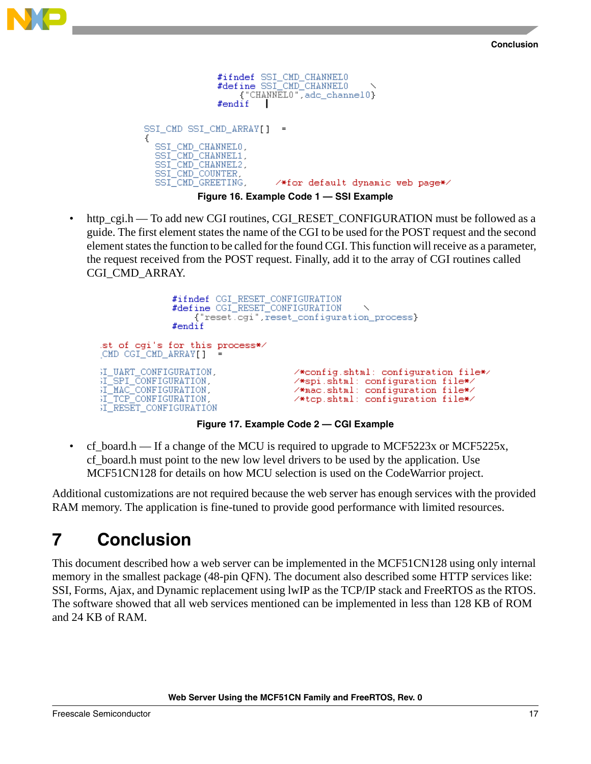```
#ifndef SSI_CMD_CHANNEL0
#define SSI_CMD_CHANNEL0     \
    {"CHANNEL0",adc_channel0}
#endif

SSI_CMD SSI_CMD_ARRAY[]  =
{
  SSI_CMD_CHANNEL0,
  SSI_CMD_CHANNEL1,
  SSI_CMD_CHANNEL2,
  SSI_CMD_COUNTER,
  SSI_CMD_GREETING,      /*for default dynamic web page*/
```

**Figure 16. Example Code 1 — SSI Example**

- http_cgi.h — To add new CGI routines, CGI_RESET_CONFIGURATION must be followed as a guide. The first element states the name of the CGI to be used for the POST request and the second element states the function to be called for the found CGI. This function will receive as a parameter, the request received from the POST request. Finally, add it to the array of CGI routines called CGI_CMD_ARRAY.

```
#ifndef CGI_RESET_CONFIGURATION
#define CGI_RESET_CONFIGURATION      \
    {"reset.cgi",reset_configuration_process}
#endif

.st of cgi's for this process*/
.CMD CGI_CMD_ARRAY[]  =

;I_UART_CONFIGURATION,          /*config.shtml: configuration file*/
;I_SPI_CONFIGURATION,           /*spi.shtml: configuration file*/
;I_MAC_CONFIGURATION,           /*mac.shtml: configuration file*/
;I_TCP_CONFIGURATION,           /*tcp.shtml: configuration file*/
;I_RESET_CONFIGURATION
```

**Figure 17. Example Code 2 — CGI Example**

- cf_board.h — If a change of the MCU is required to upgrade to MCF5223x or MCF5225x, cf_board.h must point to the new low level drivers to be used by the application. Use MCF51CN128 for details on how MCU selection is used on the CodeWarrior project.

Additional customizations are not required because the web server has enough services with the provided RAM memory. The application is fine-tuned to provide good performance with limited resources.

# 7 Conclusion

This document described how a web server can be implemented in the MCF51CN128 using only internal memory in the smallest package (48-pin QFN). The document also described some HTTP services like: SSI, Forms, Ajax, and Dynamic replacement using lwIP as the TCP/IP stack and FreeRTOS as the RTOS. The software showed that all web services mentioned can be implemented in less than 128 KB of ROM and 24 KB of RAM.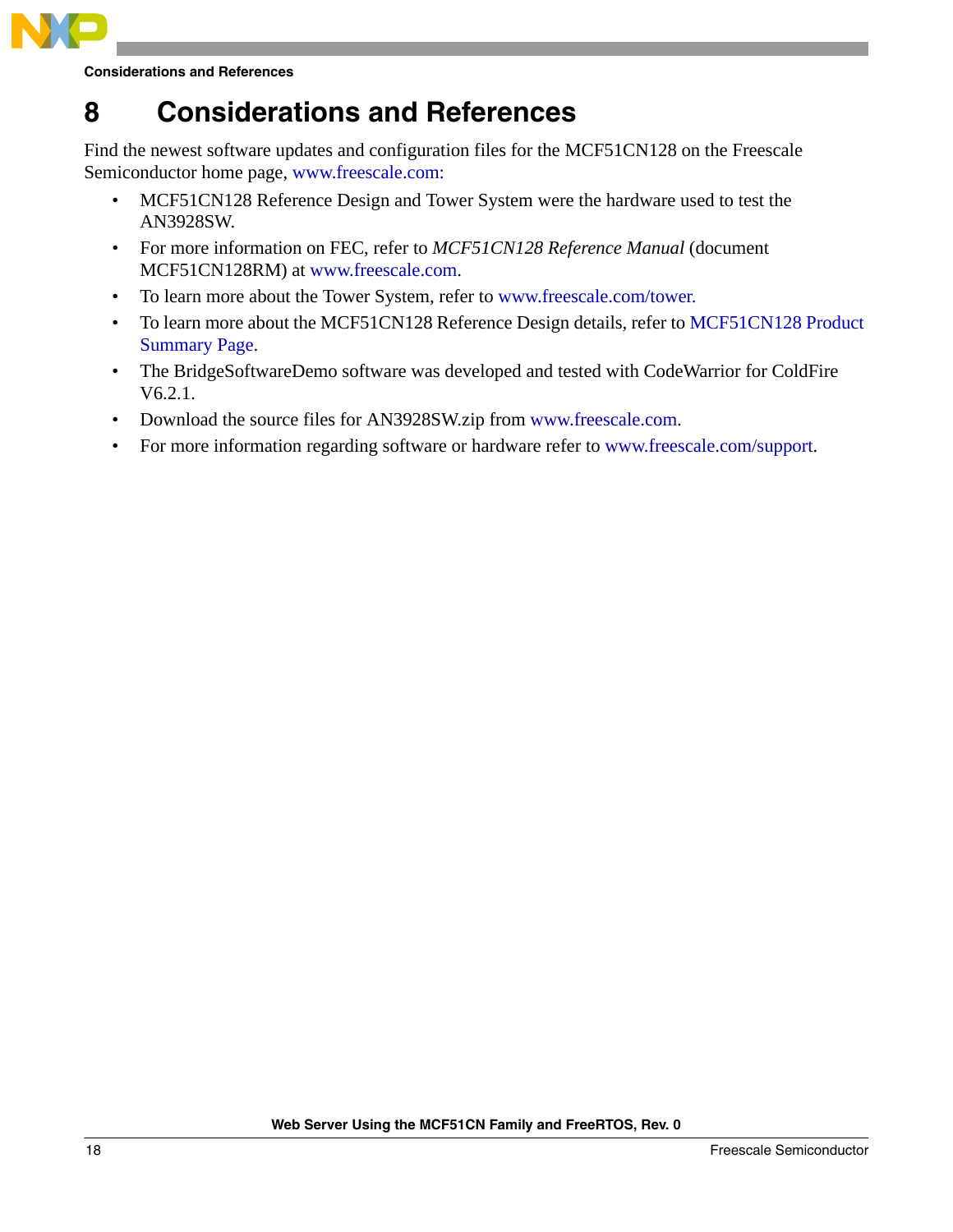# 8 Considerations and References

Find the newest software updates and configuration files for the MCF51CN128 on the Freescale Semiconductor home page, www.freescale.com:

- MCF51CN128 Reference Design and Tower System were the hardware used to test the AN3928SW.
- For more information on FEC, refer to *MCF51CN128 Reference Manual* (document MCF51CN128RM) at www.freescale.com.
- To learn more about the Tower System, refer to www.freescale.com/tower.
- To learn more about the MCF51CN128 Reference Design details, refer to MCF51CN128 Product Summary Page.
- The BridgeSoftwareDemo software was developed and tested with CodeWarrior for ColdFire V6.2.1.
- Download the source files for AN3928SW.zip from www.freescale.com.
- For more information regarding software or hardware refer to www.freescale.com/support.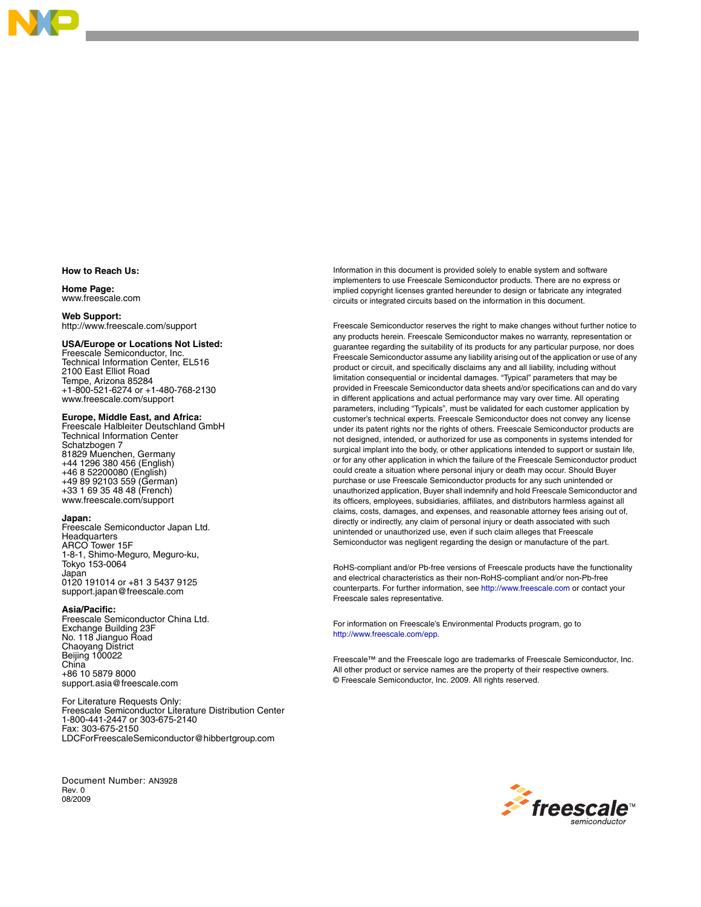**How to Reach Us:**

**Home Page:**
www.freescale.com

**Web Support:**
http://www.freescale.com/support

**USA/Europe or Locations Not Listed:**
Freescale Semiconductor, Inc.
Technical Information Center, EL516
2100 East Elliot Road
Tempe, Arizona 85284
+1-800-521-6274 or +1-480-768-2130
www.freescale.com/support

**Europe, Middle East, and Africa:**
Freescale Halbleiter Deutschland GmbH
Technical Information Center
Schatzbogen 7
81829 Muenchen, Germany
+44 1296 380 456 (English)
+46 8 52200080 (English)
+49 89 92103 559 (German)
+33 1 69 35 48 48 (French)
www.freescale.com/support

**Japan:**
Freescale Semiconductor Japan Ltd.
Headquarters
ARCO Tower 15F
1-8-1, Shimo-Meguro, Meguro-ku,
Tokyo 153-0064
Japan
0120 191014 or +81 3 5437 9125
support.japan@freescale.com

**Asia/Pacific:**
Freescale Semiconductor China Ltd.
Exchange Building 23F
No. 118 Jianguo Road
Chaoyang District
Beijing 100022
China
+86 10 5879 8000
support.asia@freescale.com

For Literature Requests Only:
Freescale Semiconductor Literature Distribution Center
1-800-441-2447 or 303-675-2140
Fax: 303-675-2150
LDCForFreescaleSemiconductor@hibbertgroup.com

Information in this document is provided solely to enable system and software implementers to use Freescale Semiconductor products. There are no express or implied copyright licenses granted hereunder to design or fabricate any integrated circuits or integrated circuits based on the information in this document.

Freescale Semiconductor reserves the right to make changes without further notice to any products herein. Freescale Semiconductor makes no warranty, representation or guarantee regarding the suitability of its products for any particular purpose, nor does Freescale Semiconductor assume any liability arising out of the application or use of any product or circuit, and specifically disclaims any and all liability, including without limitation consequential or incidental damages. "Typical" parameters that may be provided in Freescale Semiconductor data sheets and/or specifications can and do vary in different applications and actual performance may vary over time. All operating parameters, including "Typicals", must be validated for each customer application by customer's technical experts. Freescale Semiconductor does not convey any license under its patent rights nor the rights of others. Freescale Semiconductor products are not designed, intended, or authorized for use as components in systems intended for surgical implant into the body, or other applications intended to support or sustain life, or for any other application in which the failure of the Freescale Semiconductor product could create a situation where personal injury or death may occur. Should Buyer purchase or use Freescale Semiconductor products for any such unintended or unauthorized application, Buyer shall indemnify and hold Freescale Semiconductor and its officers, employees, subsidiaries, affiliates, and distributors harmless against all claims, costs, damages, and expenses, and reasonable attorney fees arising out of, directly or indirectly, any claim of personal injury or death associated with such unintended or unauthorized use, even if such claim alleges that Freescale Semiconductor was negligent regarding the design or manufacture of the part.

RoHS-compliant and/or Pb-free versions of Freescale products have the functionality and electrical characteristics as their non-RoHS-compliant and/or non-Pb-free counterparts. For further information, see http://www.freescale.com or contact your Freescale sales representative.

For information on Freescale's Environmental Products program, go to http://www.freescale.com/epp.

Freescale™ and the Freescale logo are trademarks of Freescale Semiconductor, Inc. All other product or service names are the property of their respective owners.
© Freescale Semiconductor, Inc. 2009. All rights reserved.

Document Number: AN3928
Rev. 0
08/2009